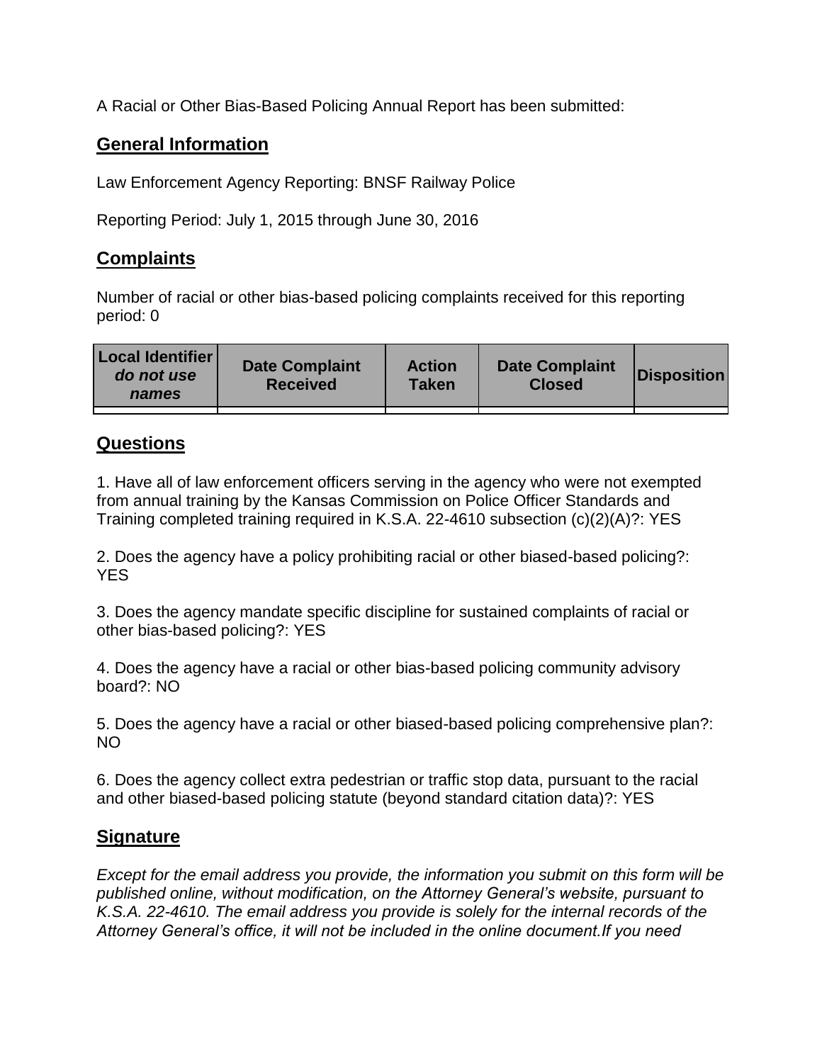A Racial or Other Bias-Based Policing Annual Report has been submitted:

## General Information

Law Enforcement Agency Reporting: BNSF Railway Police

Reporting Period: July 1, 2015 through June 30, 2016

## Complaints

Number of racial or other bias-based policing complaints received for this reporting period: 0

| Local Identifier *do not use names* | Date Complaint Received | Action Taken | Date Complaint Closed | Disposition |
|---|---|---|---|---|
| | | | | |

## Questions

1. Have all of law enforcement officers serving in the agency who were not exempted from annual training by the Kansas Commission on Police Officer Standards and Training completed training required in K.S.A. 22-4610 subsection (c)(2)(A)?: YES

2. Does the agency have a policy prohibiting racial or other biased-based policing?: YES

3. Does the agency mandate specific discipline for sustained complaints of racial or other bias-based policing?: YES

4. Does the agency have a racial or other bias-based policing community advisory board?: NO

5. Does the agency have a racial or other biased-based policing comprehensive plan?: NO

6. Does the agency collect extra pedestrian or traffic stop data, pursuant to the racial and other biased-based policing statute (beyond standard citation data)?: YES

## Signature

*Except for the email address you provide, the information you submit on this form will be published online, without modification, on the Attorney General's website, pursuant to K.S.A. 22-4610. The email address you provide is solely for the internal records of the Attorney General's office, it will not be included in the online document.If you need*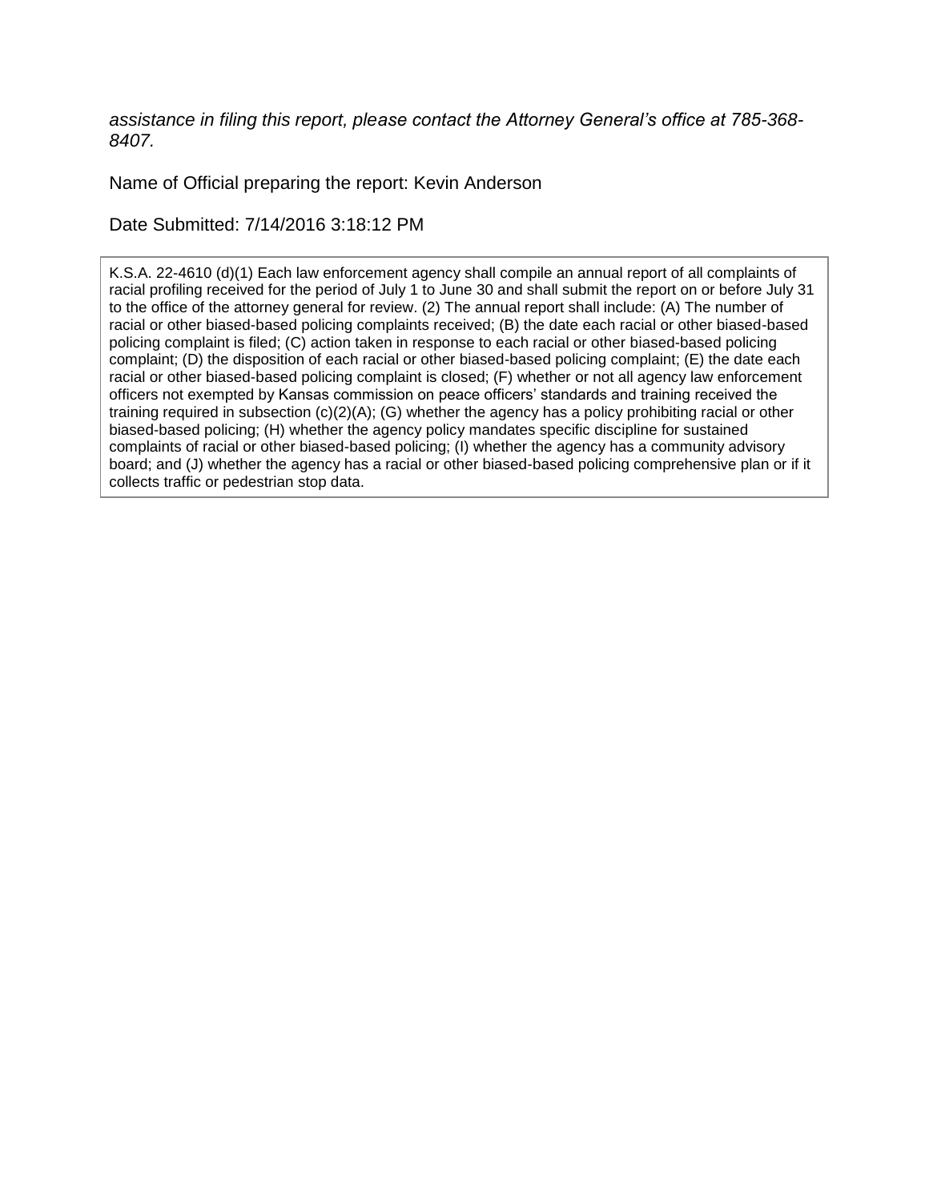*assistance in filing this report, please contact the Attorney General's office at 785-368-8407.*

Name of Official preparing the report: Kevin Anderson

Date Submitted: 7/14/2016 3:18:12 PM

K.S.A. 22-4610 (d)(1) Each law enforcement agency shall compile an annual report of all complaints of racial profiling received for the period of July 1 to June 30 and shall submit the report on or before July 31 to the office of the attorney general for review. (2) The annual report shall include: (A) The number of racial or other biased-based policing complaints received; (B) the date each racial or other biased-based policing complaint is filed; (C) action taken in response to each racial or other biased-based policing complaint; (D) the disposition of each racial or other biased-based policing complaint; (E) the date each racial or other biased-based policing complaint is closed; (F) whether or not all agency law enforcement officers not exempted by Kansas commission on peace officers' standards and training received the training required in subsection (c)(2)(A); (G) whether the agency has a policy prohibiting racial or other biased-based policing; (H) whether the agency policy mandates specific discipline for sustained complaints of racial or other biased-based policing; (I) whether the agency has a community advisory board; and (J) whether the agency has a racial or other biased-based policing comprehensive plan or if it collects traffic or pedestrian stop data.